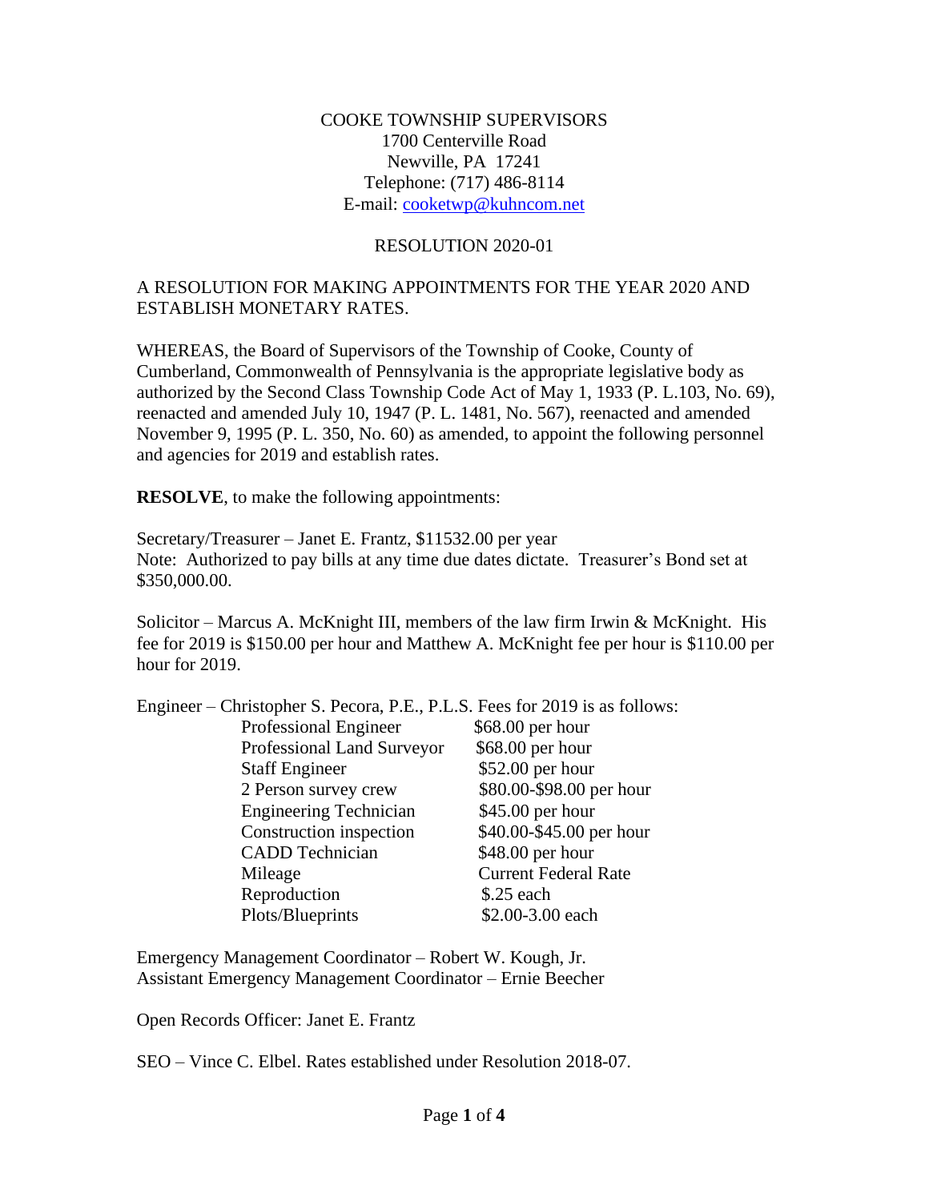COOKE TOWNSHIP SUPERVISORS
1700 Centerville Road
Newville, PA 17241
Telephone: (717) 486-8114
E-mail: cooketwp@kuhncom.net

RESOLUTION 2020-01

A RESOLUTION FOR MAKING APPOINTMENTS FOR THE YEAR 2020 AND ESTABLISH MONETARY RATES.

WHEREAS, the Board of Supervisors of the Township of Cooke, County of Cumberland, Commonwealth of Pennsylvania is the appropriate legislative body as authorized by the Second Class Township Code Act of May 1, 1933 (P. L.103, No. 69), reenacted and amended July 10, 1947 (P. L. 1481, No. 567), reenacted and amended November 9, 1995 (P. L. 350, No. 60) as amended, to appoint the following personnel and agencies for 2019 and establish rates.

**RESOLVE**, to make the following appointments:

Secretary/Treasurer – Janet E. Frantz, $11532.00 per year
Note: Authorized to pay bills at any time due dates dictate. Treasurer's Bond set at $350,000.00.

Solicitor – Marcus A. McKnight III, members of the law firm Irwin & McKnight. His fee for 2019 is $150.00 per hour and Matthew A. McKnight fee per hour is $110.00 per hour for 2019.

Engineer – Christopher S. Pecora, P.E., P.L.S. Fees for 2019 is as follows:

| | |
|---|---|
| Professional Engineer | $68.00 per hour |
| Professional Land Surveyor | $68.00 per hour |
| Staff Engineer | $52.00 per hour |
| 2 Person survey crew | $80.00-$98.00 per hour |
| Engineering Technician | $45.00 per hour |
| Construction inspection | $40.00-$45.00 per hour |
| CADD Technician | $48.00 per hour |
| Mileage | Current Federal Rate |
| Reproduction | $.25 each |
| Plots/Blueprints | $2.00-3.00 each |

Emergency Management Coordinator – Robert W. Kough, Jr.
Assistant Emergency Management Coordinator – Ernie Beecher

Open Records Officer: Janet E. Frantz

SEO – Vince C. Elbel. Rates established under Resolution 2018-07.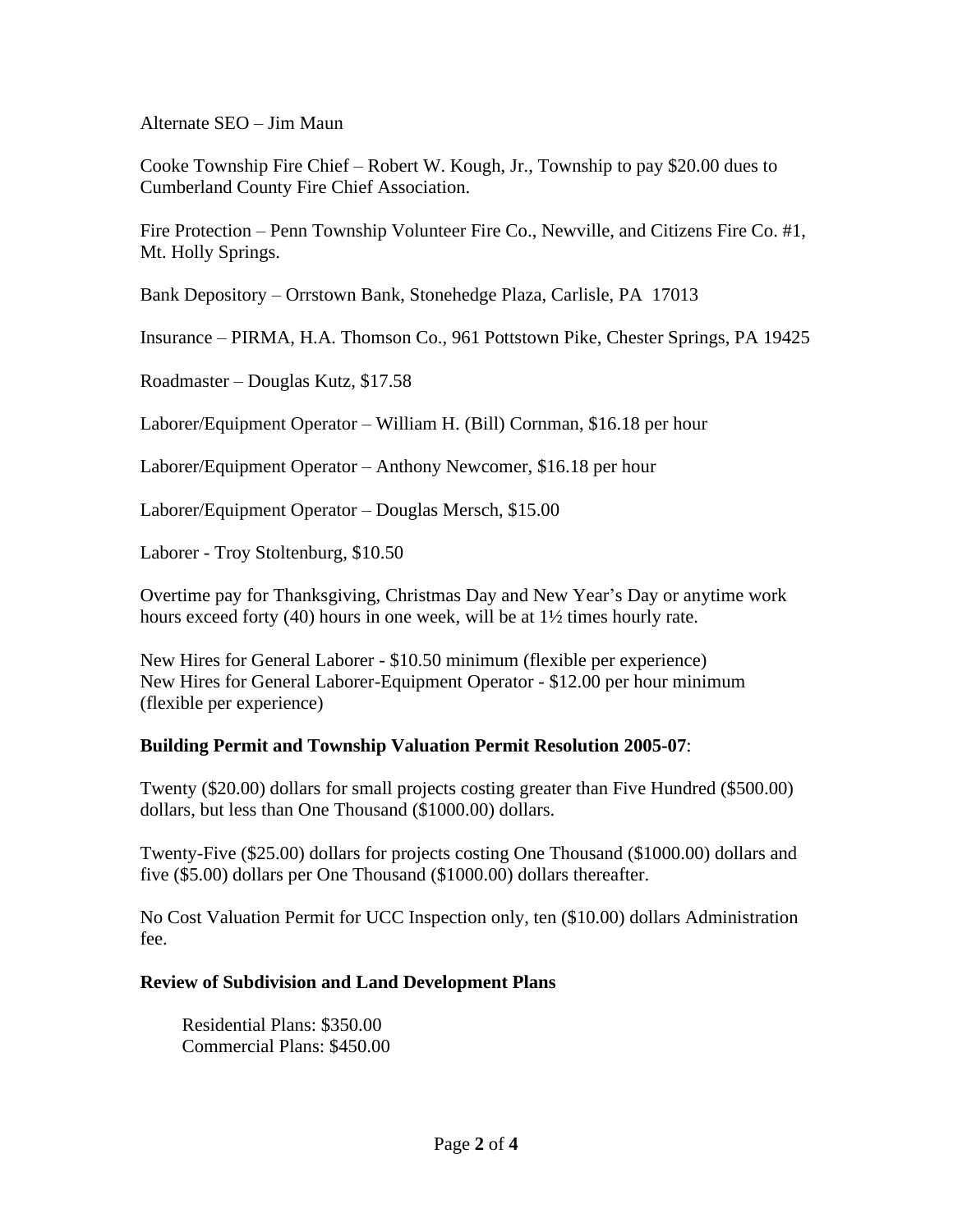Alternate SEO – Jim Maun

Cooke Township Fire Chief – Robert W. Kough, Jr., Township to pay $20.00 dues to Cumberland County Fire Chief Association.

Fire Protection – Penn Township Volunteer Fire Co., Newville, and Citizens Fire Co. #1, Mt. Holly Springs.

Bank Depository – Orrstown Bank, Stonehedge Plaza, Carlisle, PA 17013

Insurance – PIRMA, H.A. Thomson Co., 961 Pottstown Pike, Chester Springs, PA 19425

Roadmaster – Douglas Kutz, $17.58

Laborer/Equipment Operator – William H. (Bill) Cornman, $16.18 per hour

Laborer/Equipment Operator – Anthony Newcomer, $16.18 per hour

Laborer/Equipment Operator – Douglas Mersch, $15.00

Laborer - Troy Stoltenburg, $10.50

Overtime pay for Thanksgiving, Christmas Day and New Year's Day or anytime work hours exceed forty (40) hours in one week, will be at 1½ times hourly rate.

New Hires for General Laborer - $10.50 minimum (flexible per experience)
New Hires for General Laborer-Equipment Operator - $12.00 per hour minimum (flexible per experience)

**Building Permit and Township Valuation Permit Resolution 2005-07**:

Twenty ($20.00) dollars for small projects costing greater than Five Hundred ($500.00) dollars, but less than One Thousand ($1000.00) dollars.

Twenty-Five ($25.00) dollars for projects costing One Thousand ($1000.00) dollars and five ($5.00) dollars per One Thousand ($1000.00) dollars thereafter.

No Cost Valuation Permit for UCC Inspection only, ten ($10.00) dollars Administration fee.

**Review of Subdivision and Land Development Plans**

Residential Plans: $350.00
Commercial Plans: $450.00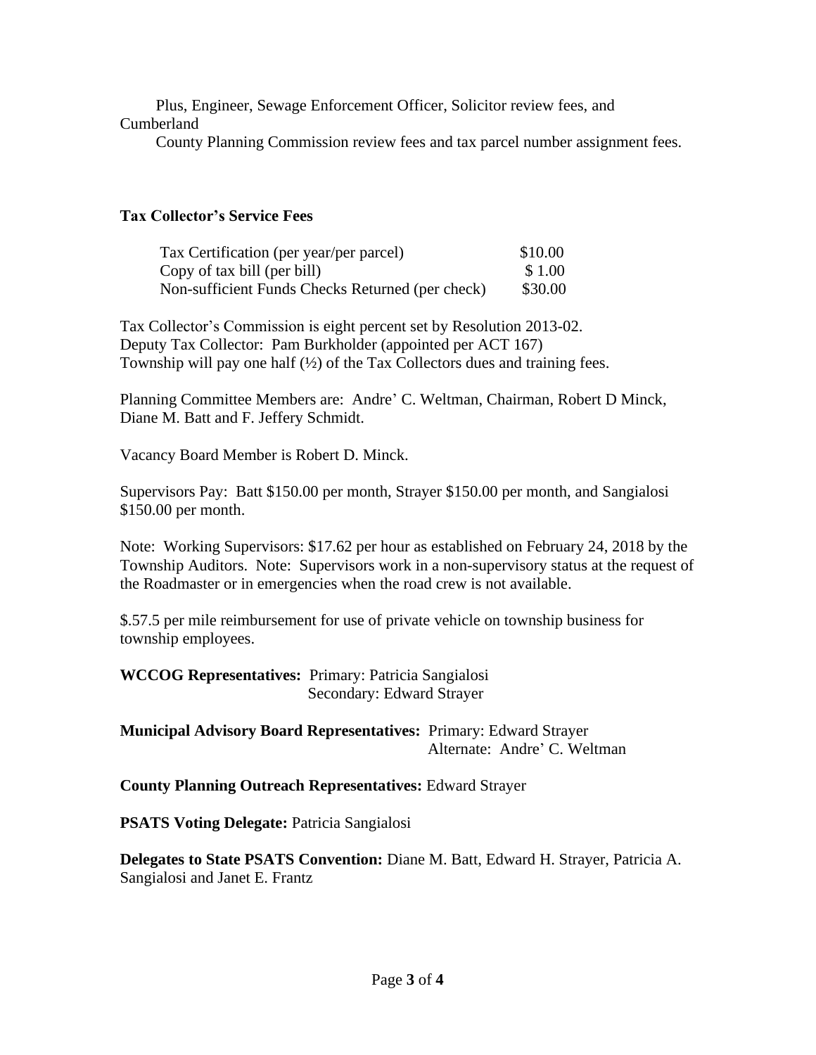Plus, Engineer, Sewage Enforcement Officer, Solicitor review fees, and Cumberland
County Planning Commission review fees and tax parcel number assignment fees.

**Tax Collector's Service Fees**

| | |
|---|---|
| Tax Certification (per year/per parcel) | $10.00 |
| Copy of tax bill (per bill) | $ 1.00 |
| Non-sufficient Funds Checks Returned (per check) | $30.00 |

Tax Collector's Commission is eight percent set by Resolution 2013-02.
Deputy Tax Collector: Pam Burkholder (appointed per ACT 167)
Township will pay one half (½) of the Tax Collectors dues and training fees.

Planning Committee Members are: Andre' C. Weltman, Chairman, Robert D Minck, Diane M. Batt and F. Jeffery Schmidt.

Vacancy Board Member is Robert D. Minck.

Supervisors Pay: Batt $150.00 per month, Strayer $150.00 per month, and Sangialosi $150.00 per month.

Note: Working Supervisors: $17.62 per hour as established on February 24, 2018 by the Township Auditors. Note: Supervisors work in a non-supervisory status at the request of the Roadmaster or in emergencies when the road crew is not available.

$.57.5 per mile reimbursement for use of private vehicle on township business for township employees.

**WCCOG Representatives:** Primary: Patricia Sangialosi
Secondary: Edward Strayer

**Municipal Advisory Board Representatives:** Primary: Edward Strayer
Alternate: Andre' C. Weltman

**County Planning Outreach Representatives:** Edward Strayer

**PSATS Voting Delegate:** Patricia Sangialosi

**Delegates to State PSATS Convention:** Diane M. Batt, Edward H. Strayer, Patricia A. Sangialosi and Janet E. Frantz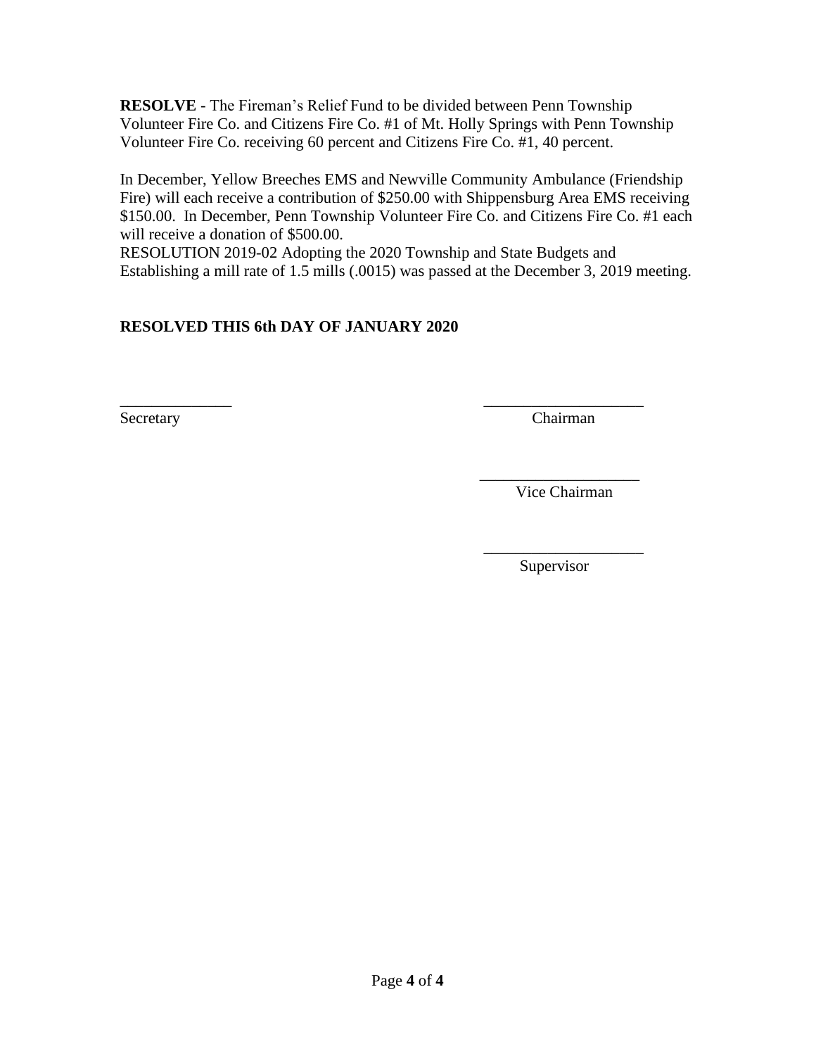**RESOLVE** - The Fireman's Relief Fund to be divided between Penn Township Volunteer Fire Co. and Citizens Fire Co. #1 of Mt. Holly Springs with Penn Township Volunteer Fire Co. receiving 60 percent and Citizens Fire Co. #1, 40 percent.

In December, Yellow Breeches EMS and Newville Community Ambulance (Friendship Fire) will each receive a contribution of $250.00 with Shippensburg Area EMS receiving $150.00. In December, Penn Township Volunteer Fire Co. and Citizens Fire Co. #1 each will receive a donation of $500.00.
RESOLUTION 2019-02 Adopting the 2020 Township and State Budgets and Establishing a mill rate of 1.5 mills (.0015) was passed at the December 3, 2019 meeting.

**RESOLVED THIS 6th DAY OF JANUARY 2020**

______________ ____________________
Secretary Chairman

____________________
Vice Chairman

____________________
Supervisor